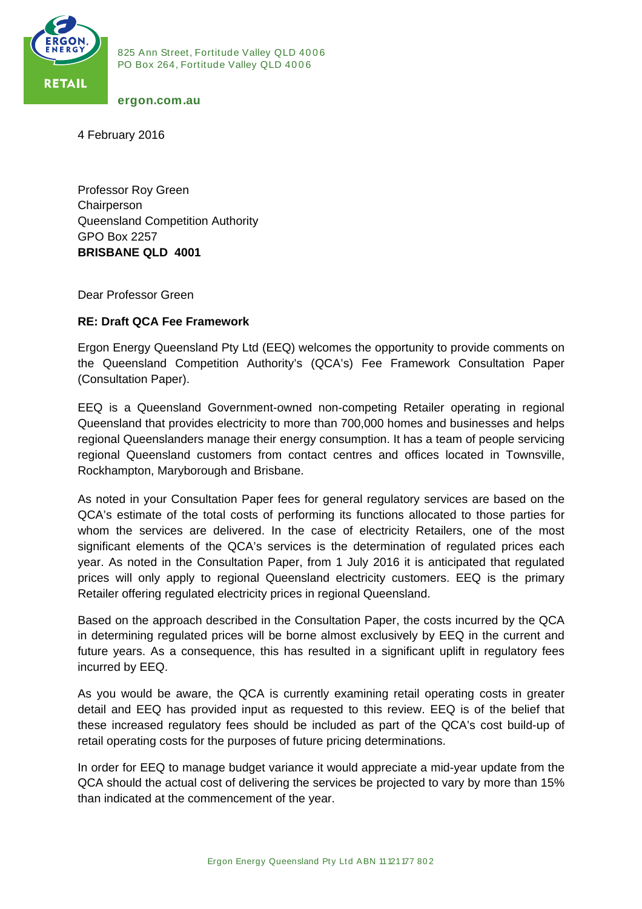825 Ann Street, Fortitude Valley QLD 4006
PO Box 264, Fortitude Valley QLD 4006

**ergon.com.au**

4 February 2016

Professor Roy Green
Chairperson
Queensland Competition Authority
GPO Box 2257
**BRISBANE QLD 4001**

Dear Professor Green

**RE: Draft QCA Fee Framework**

Ergon Energy Queensland Pty Ltd (EEQ) welcomes the opportunity to provide comments on the Queensland Competition Authority's (QCA's) Fee Framework Consultation Paper (Consultation Paper).

EEQ is a Queensland Government-owned non-competing Retailer operating in regional Queensland that provides electricity to more than 700,000 homes and businesses and helps regional Queenslanders manage their energy consumption. It has a team of people servicing regional Queensland customers from contact centres and offices located in Townsville, Rockhampton, Maryborough and Brisbane.

As noted in your Consultation Paper fees for general regulatory services are based on the QCA's estimate of the total costs of performing its functions allocated to those parties for whom the services are delivered. In the case of electricity Retailers, one of the most significant elements of the QCA's services is the determination of regulated prices each year. As noted in the Consultation Paper, from 1 July 2016 it is anticipated that regulated prices will only apply to regional Queensland electricity customers. EEQ is the primary Retailer offering regulated electricity prices in regional Queensland.

Based on the approach described in the Consultation Paper, the costs incurred by the QCA in determining regulated prices will be borne almost exclusively by EEQ in the current and future years. As a consequence, this has resulted in a significant uplift in regulatory fees incurred by EEQ.

As you would be aware, the QCA is currently examining retail operating costs in greater detail and EEQ has provided input as requested to this review. EEQ is of the belief that these increased regulatory fees should be included as part of the QCA's cost build-up of retail operating costs for the purposes of future pricing determinations.

In order for EEQ to manage budget variance it would appreciate a mid-year update from the QCA should the actual cost of delivering the services be projected to vary by more than 15% than indicated at the commencement of the year.

Ergon Energy Queensland Pty Ltd ABN 11 121 177 802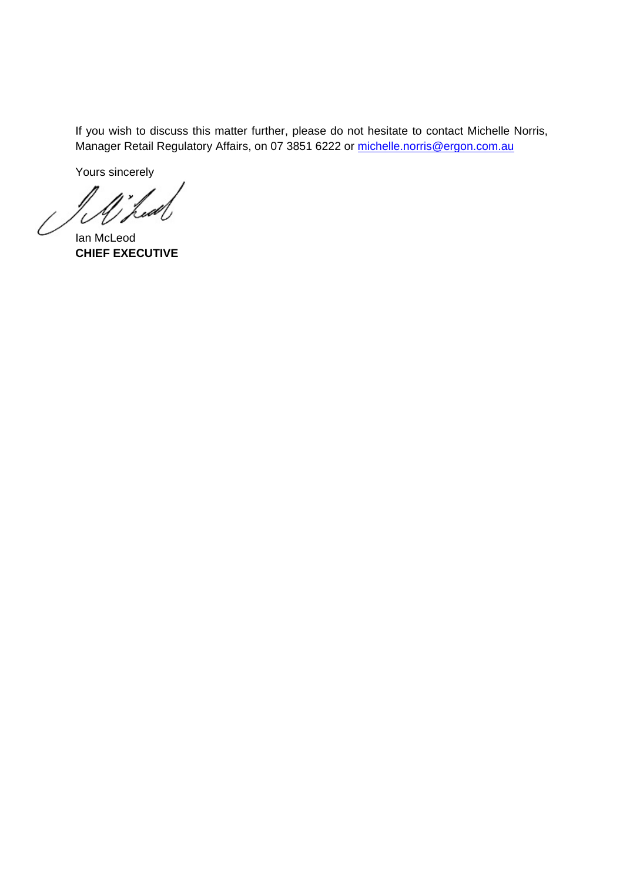If you wish to discuss this matter further, please do not hesitate to contact Michelle Norris, Manager Retail Regulatory Affairs, on 07 3851 6222 or michelle.norris@ergon.com.au

Yours sincerely

Ian McLeod
**CHIEF EXECUTIVE**